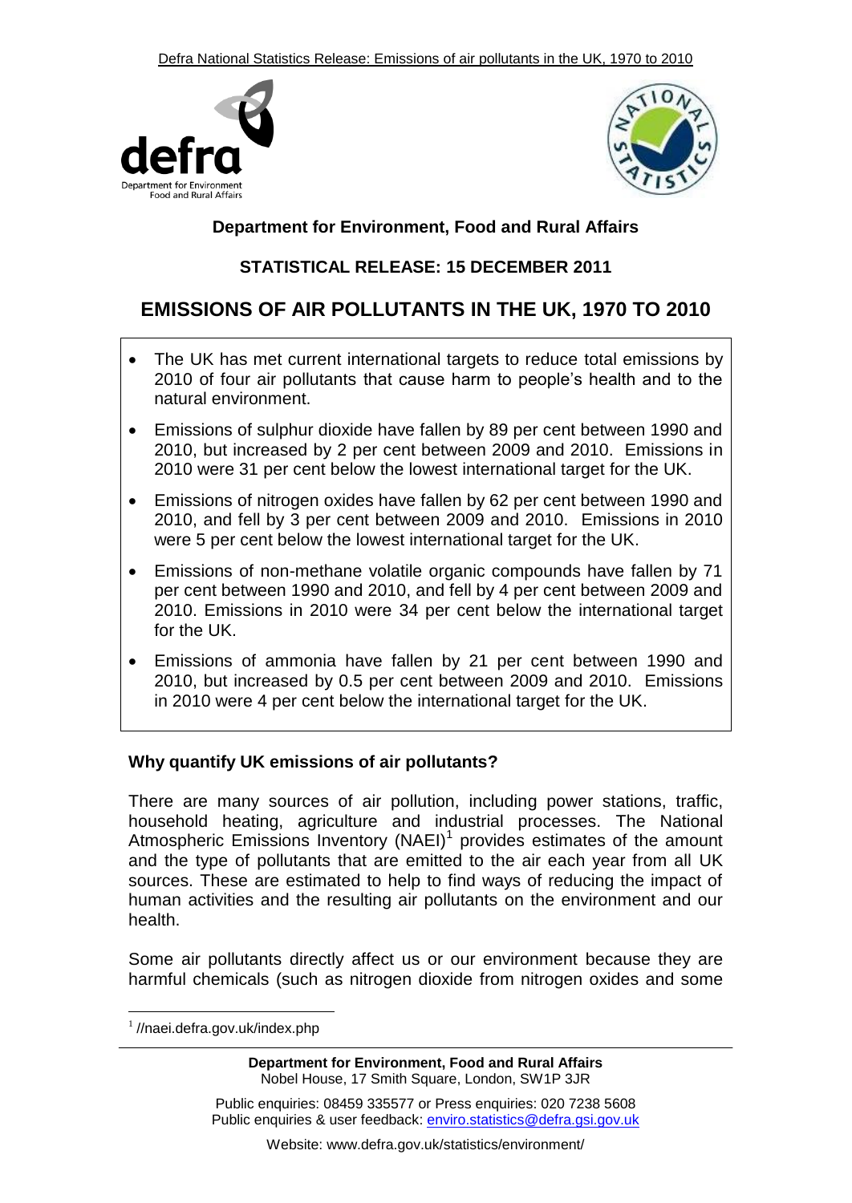Department for Environment, Food and Rural Affairs

**STATISTICAL RELEASE: 15 DECEMBER 2011**

# EMISSIONS OF AIR POLLUTANTS IN THE UK, 1970 TO 2010

- The UK has met current international targets to reduce total emissions by 2010 of four air pollutants that cause harm to people's health and to the natural environment.
- Emissions of sulphur dioxide have fallen by 89 per cent between 1990 and 2010, but increased by 2 per cent between 2009 and 2010. Emissions in 2010 were 31 per cent below the lowest international target for the UK.
- Emissions of nitrogen oxides have fallen by 62 per cent between 1990 and 2010, and fell by 3 per cent between 2009 and 2010. Emissions in 2010 were 5 per cent below the lowest international target for the UK.
- Emissions of non-methane volatile organic compounds have fallen by 71 per cent between 1990 and 2010, and fell by 4 per cent between 2009 and 2010. Emissions in 2010 were 34 per cent below the international target for the UK.
- Emissions of ammonia have fallen by 21 per cent between 1990 and 2010, but increased by 0.5 per cent between 2009 and 2010. Emissions in 2010 were 4 per cent below the international target for the UK.

## Why quantify UK emissions of air pollutants?

There are many sources of air pollution, including power stations, traffic, household heating, agriculture and industrial processes. The National Atmospheric Emissions Inventory (NAEI)[1] provides estimates of the amount and the type of pollutants that are emitted to the air each year from all UK sources. These are estimated to help to find ways of reducing the impact of human activities and the resulting air pollutants on the environment and our health.

Some air pollutants directly affect us or our environment because they are harmful chemicals (such as nitrogen dioxide from nitrogen oxides and some

[1] //naei.defra.gov.uk/index.php

**Department for Environment, Food and Rural Affairs**
Nobel House, 17 Smith Square, London, SW1P 3JR

Public enquiries: 08459 335577 or Press enquiries: 020 7238 5608
Public enquiries & user feedback: enviro.statistics@defra.gsi.gov.uk

Website: www.defra.gov.uk/statistics/environment/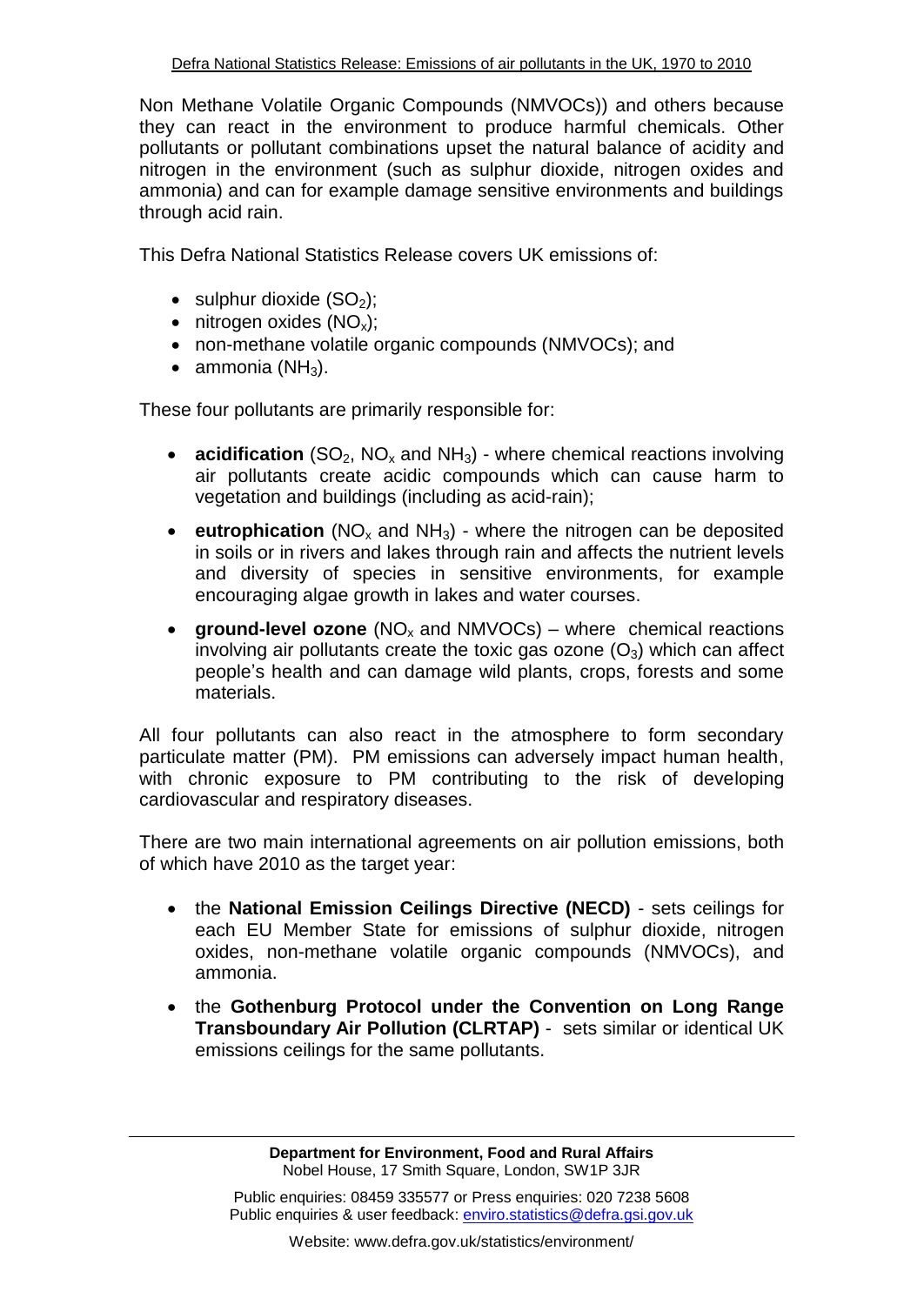Non Methane Volatile Organic Compounds (NMVOCs)) and others because they can react in the environment to produce harmful chemicals. Other pollutants or pollutant combinations upset the natural balance of acidity and nitrogen in the environment (such as sulphur dioxide, nitrogen oxides and ammonia) and can for example damage sensitive environments and buildings through acid rain.

This Defra National Statistics Release covers UK emissions of:

- sulphur dioxide ($SO_2$);
- nitrogen oxides ($NO_x$);
- non-methane volatile organic compounds (NMVOCs); and
- ammonia ($NH_3$).

These four pollutants are primarily responsible for:

- **acidification** ($SO_2$, $NO_x$ and $NH_3$) - where chemical reactions involving air pollutants create acidic compounds which can cause harm to vegetation and buildings (including as acid-rain);
- **eutrophication** ($NO_x$ and $NH_3$) - where the nitrogen can be deposited in soils or in rivers and lakes through rain and affects the nutrient levels and diversity of species in sensitive environments, for example encouraging algae growth in lakes and water courses.
- **ground-level ozone** ($NO_x$ and NMVOCs) – where chemical reactions involving air pollutants create the toxic gas ozone ($O_3$) which can affect people's health and can damage wild plants, crops, forests and some materials.

All four pollutants can also react in the atmosphere to form secondary particulate matter (PM). PM emissions can adversely impact human health, with chronic exposure to PM contributing to the risk of developing cardiovascular and respiratory diseases.

There are two main international agreements on air pollution emissions, both of which have 2010 as the target year:

- the **National Emission Ceilings Directive (NECD)** - sets ceilings for each EU Member State for emissions of sulphur dioxide, nitrogen oxides, non-methane volatile organic compounds (NMVOCs), and ammonia.
- the **Gothenburg Protocol under the Convention on Long Range Transboundary Air Pollution (CLRTAP)** - sets similar or identical UK emissions ceilings for the same pollutants.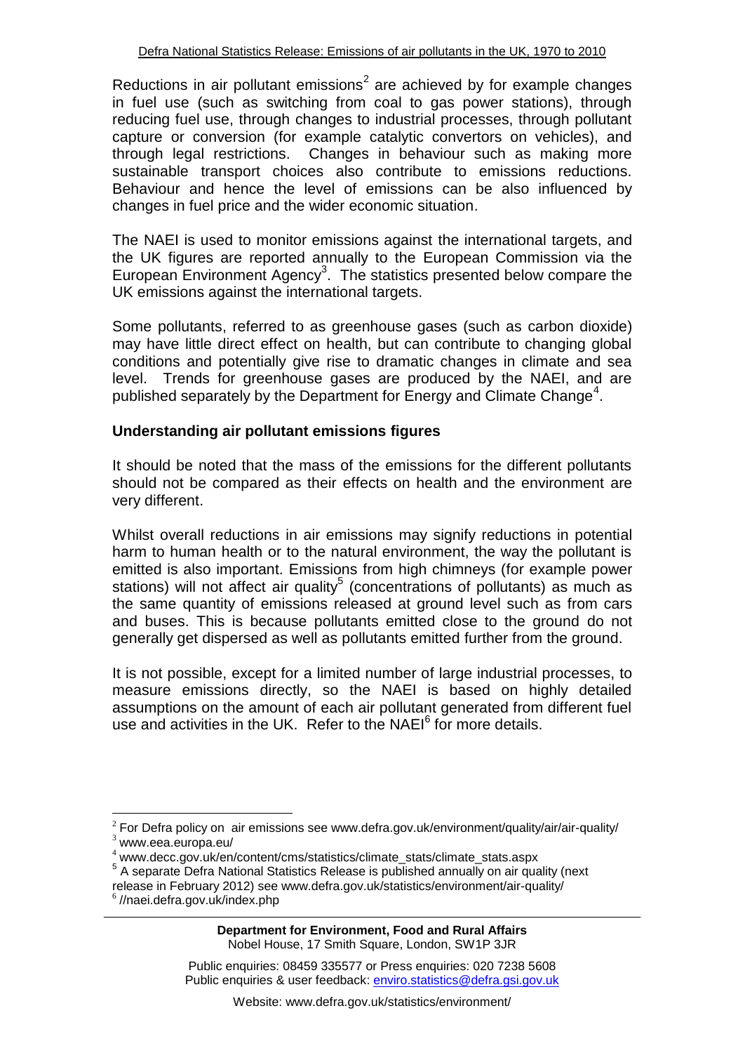Reductions in air pollutant emissions[2] are achieved by for example changes in fuel use (such as switching from coal to gas power stations), through reducing fuel use, through changes to industrial processes, through pollutant capture or conversion (for example catalytic convertors on vehicles), and through legal restrictions. Changes in behaviour such as making more sustainable transport choices also contribute to emissions reductions. Behaviour and hence the level of emissions can be also influenced by changes in fuel price and the wider economic situation.

The NAEI is used to monitor emissions against the international targets, and the UK figures are reported annually to the European Commission via the European Environment Agency[3]. The statistics presented below compare the UK emissions against the international targets.

Some pollutants, referred to as greenhouse gases (such as carbon dioxide) may have little direct effect on health, but can contribute to changing global conditions and potentially give rise to dramatic changes in climate and sea level. Trends for greenhouse gases are produced by the NAEI, and are published separately by the Department for Energy and Climate Change[4].

**Understanding air pollutant emissions figures**

It should be noted that the mass of the emissions for the different pollutants should not be compared as their effects on health and the environment are very different.

Whilst overall reductions in air emissions may signify reductions in potential harm to human health or to the natural environment, the way the pollutant is emitted is also important. Emissions from high chimneys (for example power stations) will not affect air quality[5] (concentrations of pollutants) as much as the same quantity of emissions released at ground level such as from cars and buses. This is because pollutants emitted close to the ground do not generally get dispersed as well as pollutants emitted further from the ground.

It is not possible, except for a limited number of large industrial processes, to measure emissions directly, so the NAEI is based on highly detailed assumptions on the amount of each air pollutant generated from different fuel use and activities in the UK. Refer to the NAEI[6] for more details.

---

[2] For Defra policy on air emissions see www.defra.gov.uk/environment/quality/air/air-quality/

[3] www.eea.europa.eu/

[4] www.decc.gov.uk/en/content/cms/statistics/climate_stats/climate_stats.aspx

[5] A separate Defra National Statistics Release is published annually on air quality (next release in February 2012) see www.defra.gov.uk/statistics/environment/air-quality/

[6] //naei.defra.gov.uk/index.php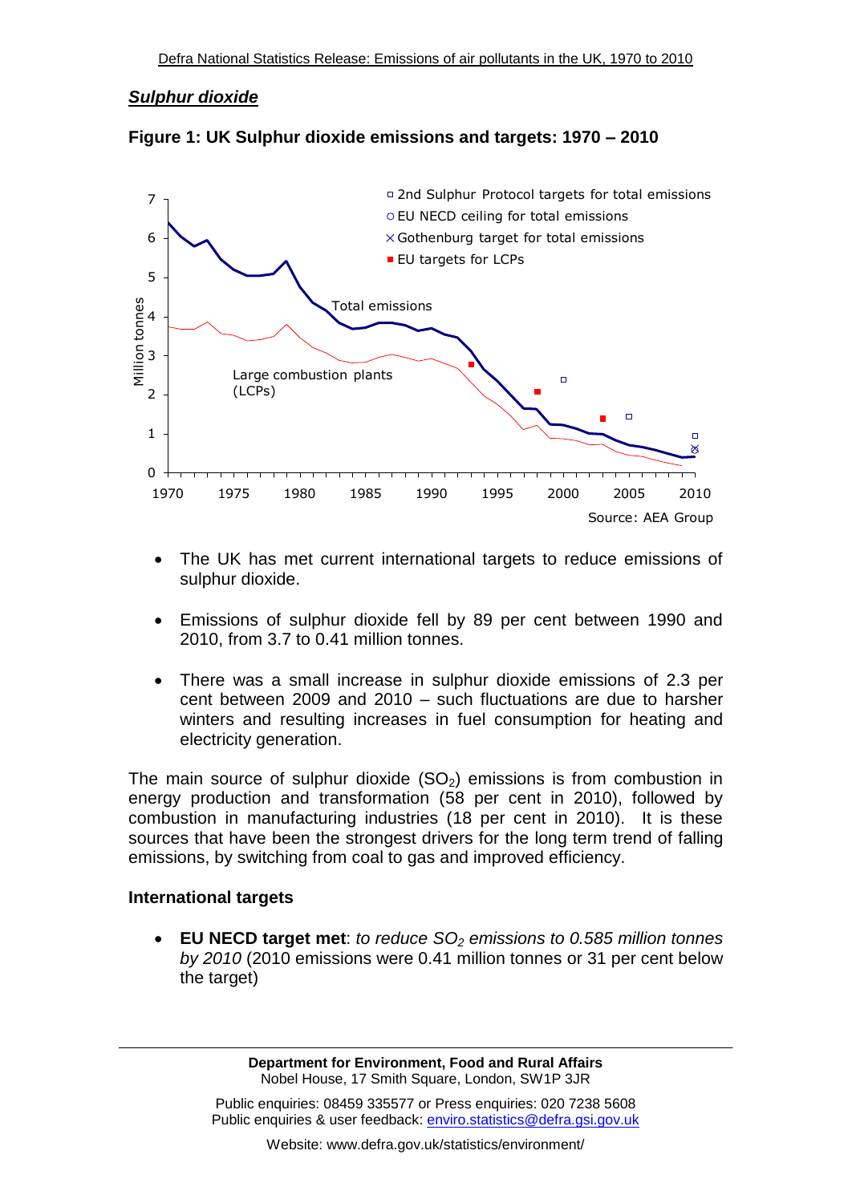## *Sulphur dioxide*

**Figure 1: UK Sulphur dioxide emissions and targets: 1970 – 2010**

- The UK has met current international targets to reduce emissions of sulphur dioxide.
- Emissions of sulphur dioxide fell by 89 per cent between 1990 and 2010, from 3.7 to 0.41 million tonnes.
- There was a small increase in sulphur dioxide emissions of 2.3 per cent between 2009 and 2010 – such fluctuations are due to harsher winters and resulting increases in fuel consumption for heating and electricity generation.

The main source of sulphur dioxide ($SO_2$) emissions is from combustion in energy production and transformation (58 per cent in 2010), followed by combustion in manufacturing industries (18 per cent in 2010). It is these sources that have been the strongest drivers for the long term trend of falling emissions, by switching from coal to gas and improved efficiency.

### International targets

- **EU NECD target met**: *to reduce $SO_2$ emissions to 0.585 million tonnes by 2010* (2010 emissions were 0.41 million tonnes or 31 per cent below the target)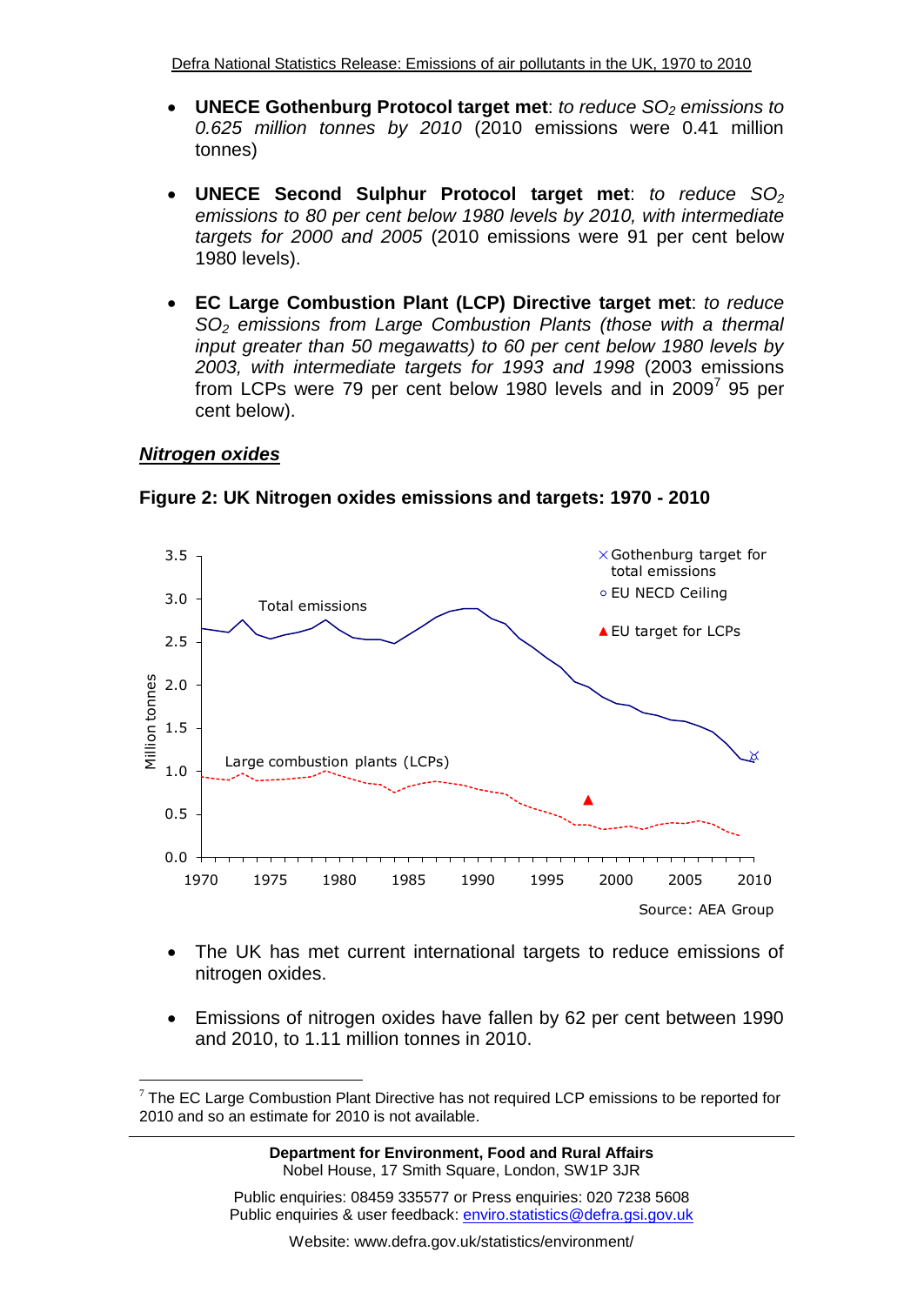- **UNECE Gothenburg Protocol target met**: *to reduce $SO_2$ emissions to 0.625 million tonnes by 2010* (2010 emissions were 0.41 million tonnes)

- **UNECE Second Sulphur Protocol target met**: *to reduce $SO_2$ emissions to 80 per cent below 1980 levels by 2010, with intermediate targets for 2000 and 2005* (2010 emissions were 91 per cent below 1980 levels).

- **EC Large Combustion Plant (LCP) Directive target met**: *to reduce $SO_2$ emissions from Large Combustion Plants (those with a thermal input greater than 50 megawatts) to 60 per cent below 1980 levels by 2003, with intermediate targets for 1993 and 1998* (2003 emissions from LCPs were 79 per cent below 1980 levels and in 2009[7] 95 per cent below).

## *Nitrogen oxides*

**Figure 2: UK Nitrogen oxides emissions and targets: 1970 - 2010**

Source: AEA Group

- The UK has met current international targets to reduce emissions of nitrogen oxides.

- Emissions of nitrogen oxides have fallen by 62 per cent between 1990 and 2010, to 1.11 million tonnes in 2010.

[7] The EC Large Combustion Plant Directive has not required LCP emissions to be reported for 2010 and so an estimate for 2010 is not available.

**Department for Environment, Food and Rural Affairs**
Nobel House, 17 Smith Square, London, SW1P 3JR

Public enquiries: 08459 335577 or Press enquiries: 020 7238 5608
Public enquiries & user feedback: enviro.statistics@defra.gsi.gov.uk

Website: www.defra.gov.uk/statistics/environment/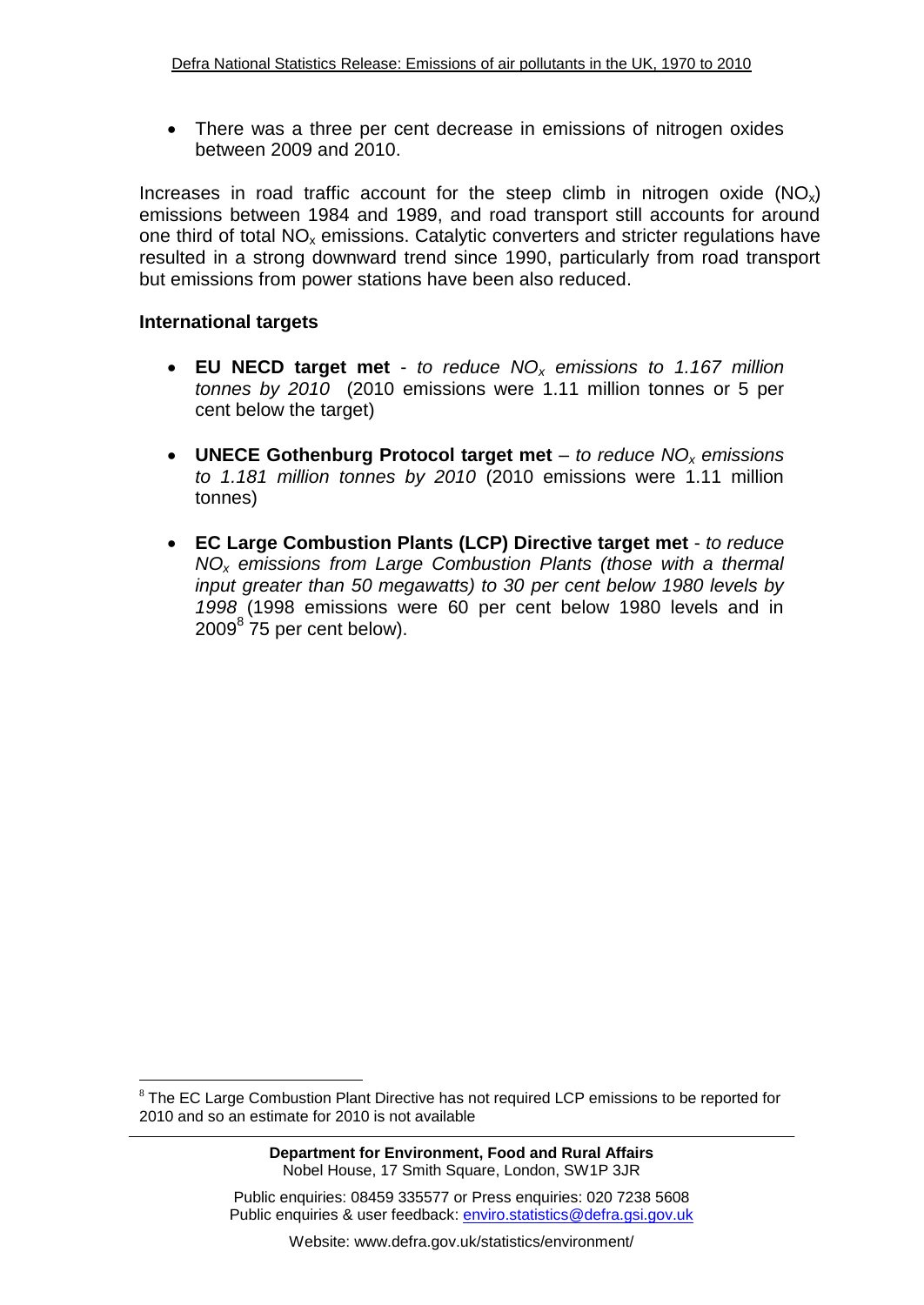- There was a three per cent decrease in emissions of nitrogen oxides between 2009 and 2010.

Increases in road traffic account for the steep climb in nitrogen oxide ($NO_x$) emissions between 1984 and 1989, and road transport still accounts for around one third of total $NO_x$ emissions. Catalytic converters and stricter regulations have resulted in a strong downward trend since 1990, particularly from road transport but emissions from power stations have been also reduced.

**International targets**

- **EU NECD target met** - *to reduce $NO_x$ emissions to 1.167 million tonnes by 2010* (2010 emissions were 1.11 million tonnes or 5 per cent below the target)

- **UNECE Gothenburg Protocol target met** – *to reduce $NO_x$ emissions to 1.181 million tonnes by 2010* (2010 emissions were 1.11 million tonnes)

- **EC Large Combustion Plants (LCP) Directive target met** - *to reduce $NO_x$ emissions from Large Combustion Plants (those with a thermal input greater than 50 megawatts) to 30 per cent below 1980 levels by 1998* (1998 emissions were 60 per cent below 1980 levels and in 2009[8] 75 per cent below).

[8] The EC Large Combustion Plant Directive has not required LCP emissions to be reported for 2010 and so an estimate for 2010 is not available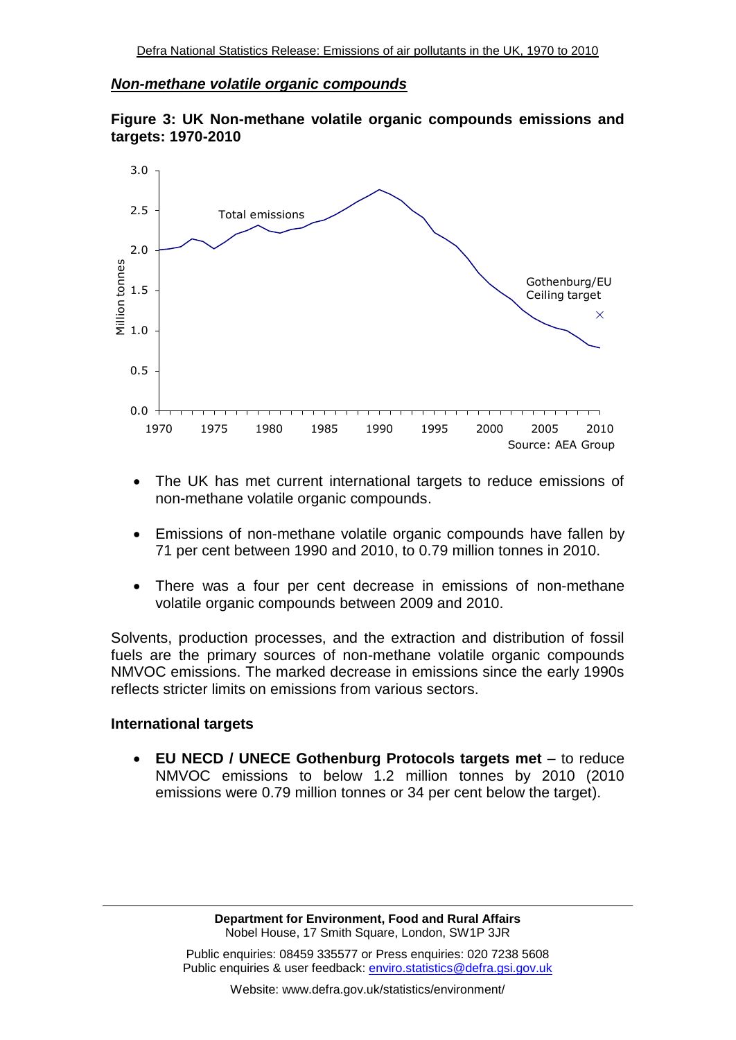***Non-methane volatile organic compounds***

**Figure 3: UK Non-methane volatile organic compounds emissions and targets: 1970-2010**

- The UK has met current international targets to reduce emissions of non-methane volatile organic compounds.
- Emissions of non-methane volatile organic compounds have fallen by 71 per cent between 1990 and 2010, to 0.79 million tonnes in 2010.
- There was a four per cent decrease in emissions of non-methane volatile organic compounds between 2009 and 2010.

Solvents, production processes, and the extraction and distribution of fossil fuels are the primary sources of non-methane volatile organic compounds NMVOC emissions. The marked decrease in emissions since the early 1990s reflects stricter limits on emissions from various sectors.

**International targets**

- **EU NECD / UNECE Gothenburg Protocols targets met** – to reduce NMVOC emissions to below 1.2 million tonnes by 2010 (2010 emissions were 0.79 million tonnes or 34 per cent below the target).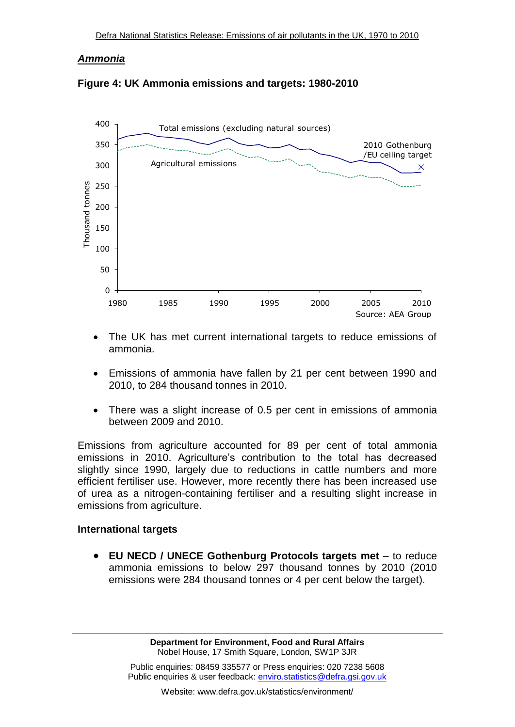## *Ammonia*

**Figure 4: UK Ammonia emissions and targets: 1980-2010**

- The UK has met current international targets to reduce emissions of ammonia.
- Emissions of ammonia have fallen by 21 per cent between 1990 and 2010, to 284 thousand tonnes in 2010.
- There was a slight increase of 0.5 per cent in emissions of ammonia between 2009 and 2010.

Emissions from agriculture accounted for 89 per cent of total ammonia emissions in 2010. Agriculture's contribution to the total has decreased slightly since 1990, largely due to reductions in cattle numbers and more efficient fertiliser use. However, more recently there has been increased use of urea as a nitrogen-containing fertiliser and a resulting slight increase in emissions from agriculture.

### International targets

- **EU NECD / UNECE Gothenburg Protocols targets met** – to reduce ammonia emissions to below 297 thousand tonnes by 2010 (2010 emissions were 284 thousand tonnes or 4 per cent below the target).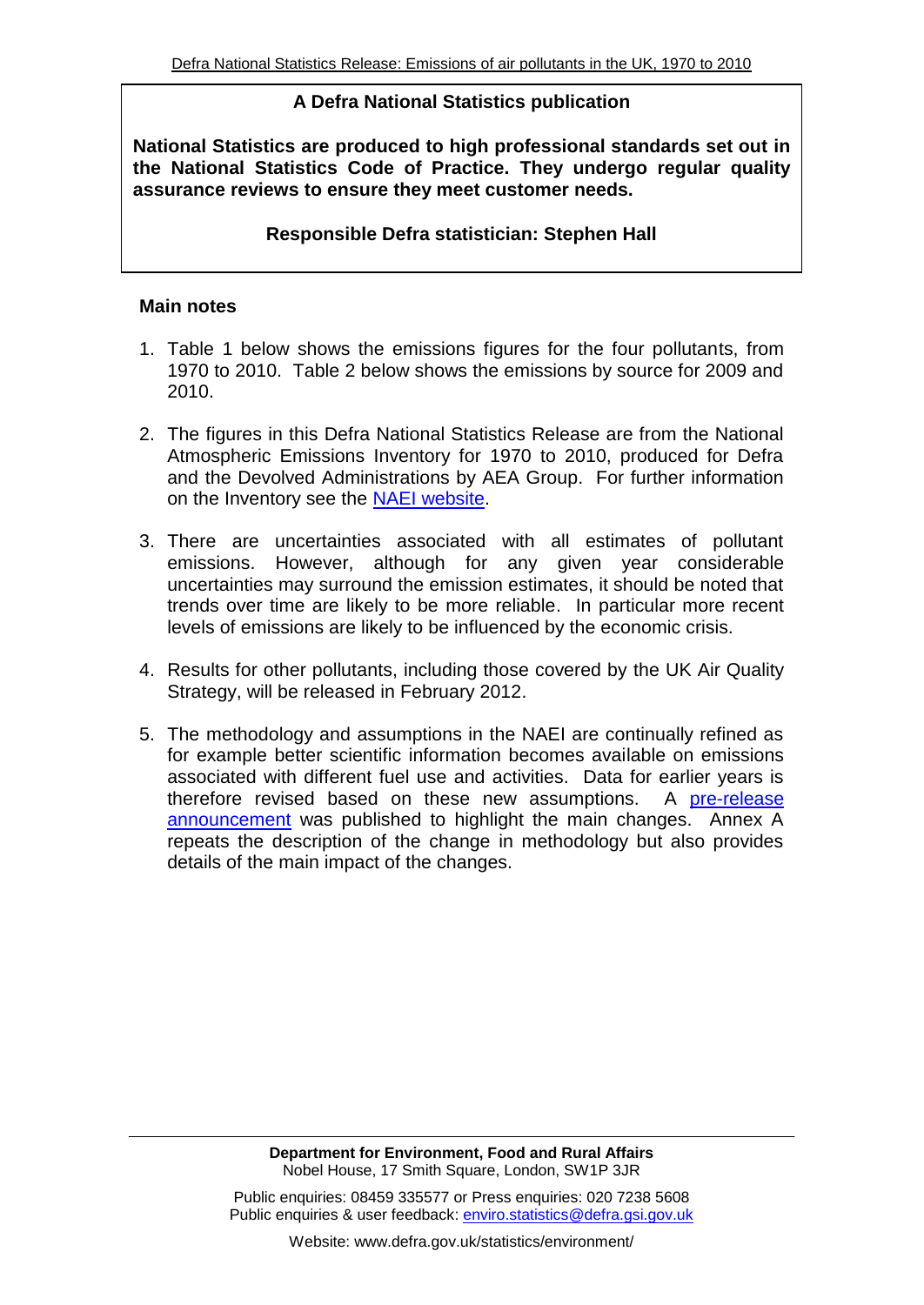**A Defra National Statistics publication**

**National Statistics are produced to high professional standards set out in the National Statistics Code of Practice. They undergo regular quality assurance reviews to ensure they meet customer needs.**

**Responsible Defra statistician: Stephen Hall**

**Main notes**

1. Table 1 below shows the emissions figures for the four pollutants, from 1970 to 2010. Table 2 below shows the emissions by source for 2009 and 2010.

2. The figures in this Defra National Statistics Release are from the National Atmospheric Emissions Inventory for 1970 to 2010, produced for Defra and the Devolved Administrations by AEA Group. For further information on the Inventory see the NAEI website.

3. There are uncertainties associated with all estimates of pollutant emissions. However, although for any given year considerable uncertainties may surround the emission estimates, it should be noted that trends over time are likely to be more reliable. In particular more recent levels of emissions are likely to be influenced by the economic crisis.

4. Results for other pollutants, including those covered by the UK Air Quality Strategy, will be released in February 2012.

5. The methodology and assumptions in the NAEI are continually refined as for example better scientific information becomes available on emissions associated with different fuel use and activities. Data for earlier years is therefore revised based on these new assumptions. A pre-release announcement was published to highlight the main changes. Annex A repeats the description of the change in methodology but also provides details of the main impact of the changes.

**Department for Environment, Food and Rural Affairs**
Nobel House, 17 Smith Square, London, SW1P 3JR

Public enquiries: 08459 335577 or Press enquiries: 020 7238 5608
Public enquiries & user feedback: enviro.statistics@defra.gsi.gov.uk

Website: www.defra.gov.uk/statistics/environment/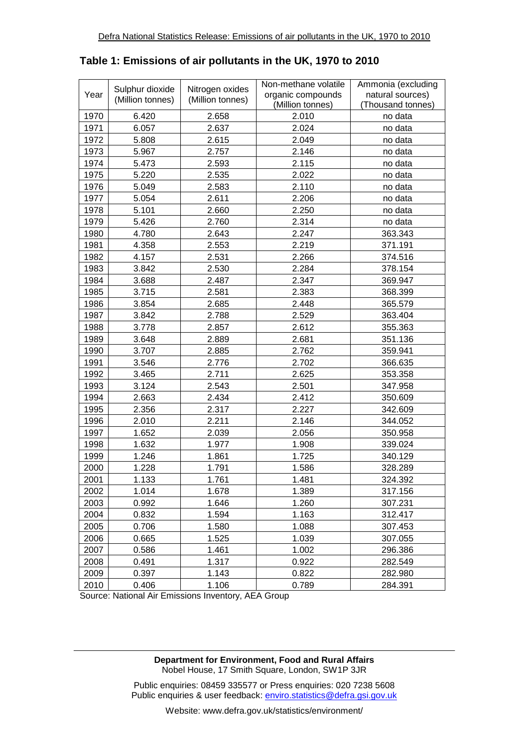## Table 1: Emissions of air pollutants in the UK, 1970 to 2010

| Year | Sulphur dioxide (Million tonnes) | Nitrogen oxides (Million tonnes) | Non-methane volatile organic compounds (Million tonnes) | Ammonia (excluding natural sources) (Thousand tonnes) |
|---|---|---|---|---|
| 1970 | 6.420 | 2.658 | 2.010 | no data |
| 1971 | 6.057 | 2.637 | 2.024 | no data |
| 1972 | 5.808 | 2.615 | 2.049 | no data |
| 1973 | 5.967 | 2.757 | 2.146 | no data |
| 1974 | 5.473 | 2.593 | 2.115 | no data |
| 1975 | 5.220 | 2.535 | 2.022 | no data |
| 1976 | 5.049 | 2.583 | 2.110 | no data |
| 1977 | 5.054 | 2.611 | 2.206 | no data |
| 1978 | 5.101 | 2.660 | 2.250 | no data |
| 1979 | 5.426 | 2.760 | 2.314 | no data |
| 1980 | 4.780 | 2.643 | 2.247 | 363.343 |
| 1981 | 4.358 | 2.553 | 2.219 | 371.191 |
| 1982 | 4.157 | 2.531 | 2.266 | 374.516 |
| 1983 | 3.842 | 2.530 | 2.284 | 378.154 |
| 1984 | 3.688 | 2.487 | 2.347 | 369.947 |
| 1985 | 3.715 | 2.581 | 2.383 | 368.399 |
| 1986 | 3.854 | 2.685 | 2.448 | 365.579 |
| 1987 | 3.842 | 2.788 | 2.529 | 363.404 |
| 1988 | 3.778 | 2.857 | 2.612 | 355.363 |
| 1989 | 3.648 | 2.889 | 2.681 | 351.136 |
| 1990 | 3.707 | 2.885 | 2.762 | 359.941 |
| 1991 | 3.546 | 2.776 | 2.702 | 366.635 |
| 1992 | 3.465 | 2.711 | 2.625 | 353.358 |
| 1993 | 3.124 | 2.543 | 2.501 | 347.958 |
| 1994 | 2.663 | 2.434 | 2.412 | 350.609 |
| 1995 | 2.356 | 2.317 | 2.227 | 342.609 |
| 1996 | 2.010 | 2.211 | 2.146 | 344.052 |
| 1997 | 1.652 | 2.039 | 2.056 | 350.958 |
| 1998 | 1.632 | 1.977 | 1.908 | 339.024 |
| 1999 | 1.246 | 1.861 | 1.725 | 340.129 |
| 2000 | 1.228 | 1.791 | 1.586 | 328.289 |
| 2001 | 1.133 | 1.761 | 1.481 | 324.392 |
| 2002 | 1.014 | 1.678 | 1.389 | 317.156 |
| 2003 | 0.992 | 1.646 | 1.260 | 307.231 |
| 2004 | 0.832 | 1.594 | 1.163 | 312.417 |
| 2005 | 0.706 | 1.580 | 1.088 | 307.453 |
| 2006 | 0.665 | 1.525 | 1.039 | 307.055 |
| 2007 | 0.586 | 1.461 | 1.002 | 296.386 |
| 2008 | 0.491 | 1.317 | 0.922 | 282.549 |
| 2009 | 0.397 | 1.143 | 0.822 | 282.980 |
| 2010 | 0.406 | 1.106 | 0.789 | 284.391 |

Source: National Air Emissions Inventory, AEA Group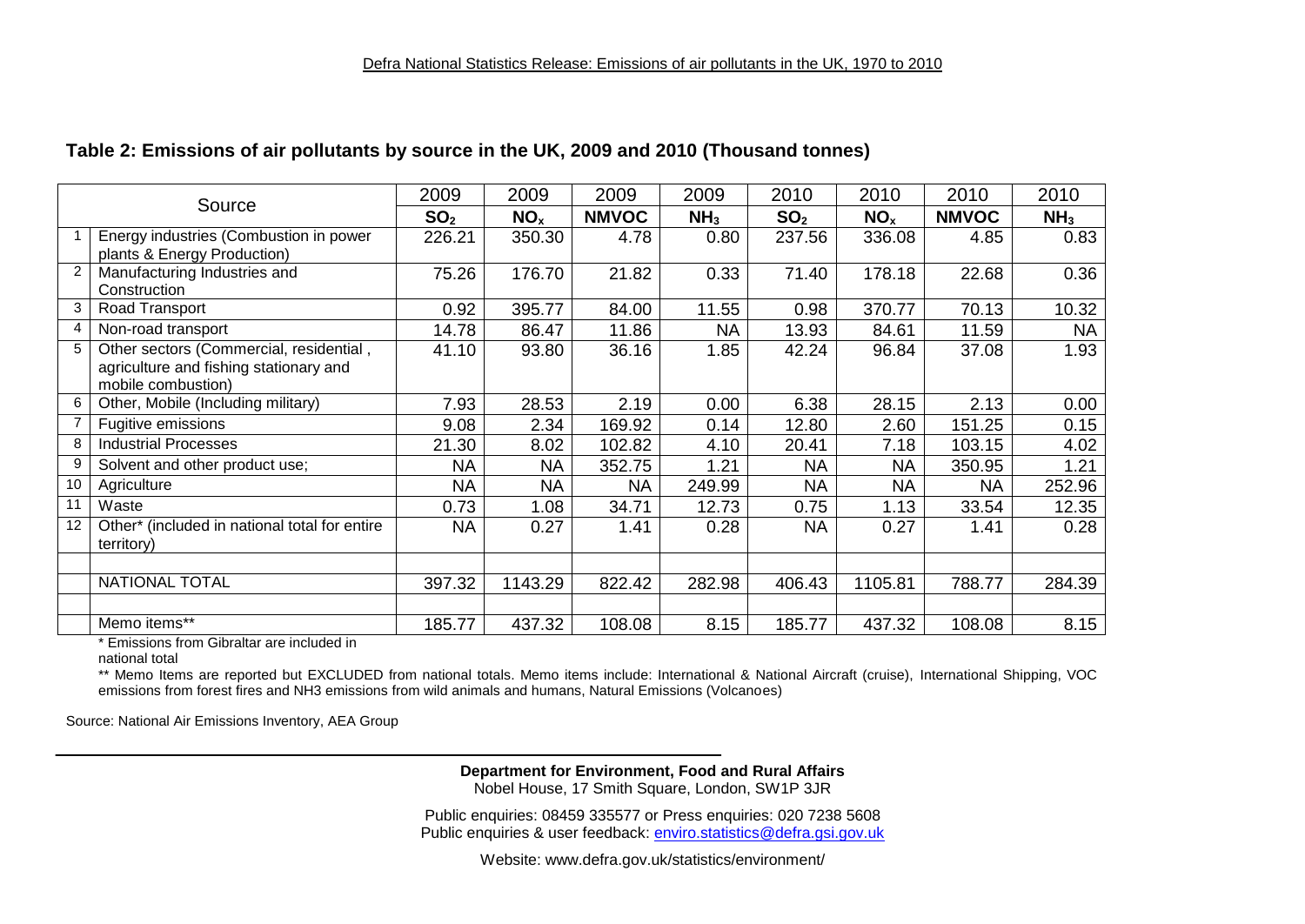## Table 2: Emissions of air pollutants by source in the UK, 2009 and 2010 (Thousand tonnes)

| | Source | 2009 | 2009 | 2009 | 2009 | 2010 | 2010 | 2010 | 2010 |
|---|---|---|---|---|---|---|---|---|---|
| | | $SO_2$ | $NO_x$ | NMVOC | $NH_3$ | $SO_2$ | $NO_x$ | NMVOC | $NH_3$ |
| 1 | Energy industries (Combustion in power plants & Energy Production) | 226.21 | 350.30 | 4.78 | 0.80 | 237.56 | 336.08 | 4.85 | 0.83 |
| 2 | Manufacturing Industries and Construction | 75.26 | 176.70 | 21.82 | 0.33 | 71.40 | 178.18 | 22.68 | 0.36 |
| 3 | Road Transport | 0.92 | 395.77 | 84.00 | 11.55 | 0.98 | 370.77 | 70.13 | 10.32 |
| 4 | Non-road transport | 14.78 | 86.47 | 11.86 | NA | 13.93 | 84.61 | 11.59 | NA |
| 5 | Other sectors (Commercial, residential , agriculture and fishing stationary and mobile combustion) | 41.10 | 93.80 | 36.16 | 1.85 | 42.24 | 96.84 | 37.08 | 1.93 |
| 6 | Other, Mobile (Including military) | 7.93 | 28.53 | 2.19 | 0.00 | 6.38 | 28.15 | 2.13 | 0.00 |
| 7 | Fugitive emissions | 9.08 | 2.34 | 169.92 | 0.14 | 12.80 | 2.60 | 151.25 | 0.15 |
| 8 | Industrial Processes | 21.30 | 8.02 | 102.82 | 4.10 | 20.41 | 7.18 | 103.15 | 4.02 |
| 9 | Solvent and other product use; | NA | NA | 352.75 | 1.21 | NA | NA | 350.95 | 1.21 |
| 10 | Agriculture | NA | NA | NA | 249.99 | NA | NA | NA | 252.96 |
| 11 | Waste | 0.73 | 1.08 | 34.71 | 12.73 | 0.75 | 1.13 | 33.54 | 12.35 |
| 12 | Other* (included in national total for entire territory) | NA | 0.27 | 1.41 | 0.28 | NA | 0.27 | 1.41 | 0.28 |
| | | | | | | | | | |
| | NATIONAL TOTAL | 397.32 | 1143.29 | 822.42 | 282.98 | 406.43 | 1105.81 | 788.77 | 284.39 |
| | | | | | | | | | |
| | Memo items** | 185.77 | 437.32 | 108.08 | 8.15 | 185.77 | 437.32 | 108.08 | 8.15 |

\* Emissions from Gibraltar are included in national total

** Memo Items are reported but EXCLUDED from national totals. Memo items include: International & National Aircraft (cruise), International Shipping, VOC emissions from forest fires and NH3 emissions from wild animals and humans, Natural Emissions (Volcanoes)

Source: National Air Emissions Inventory, AEA Group

**Department for Environment, Food and Rural Affairs**
Nobel House, 17 Smith Square, London, SW1P 3JR

Public enquiries: 08459 335577 or Press enquiries: 020 7238 5608
Public enquiries & user feedback: enviro.statistics@defra.gsi.gov.uk

Website: www.defra.gov.uk/statistics/environment/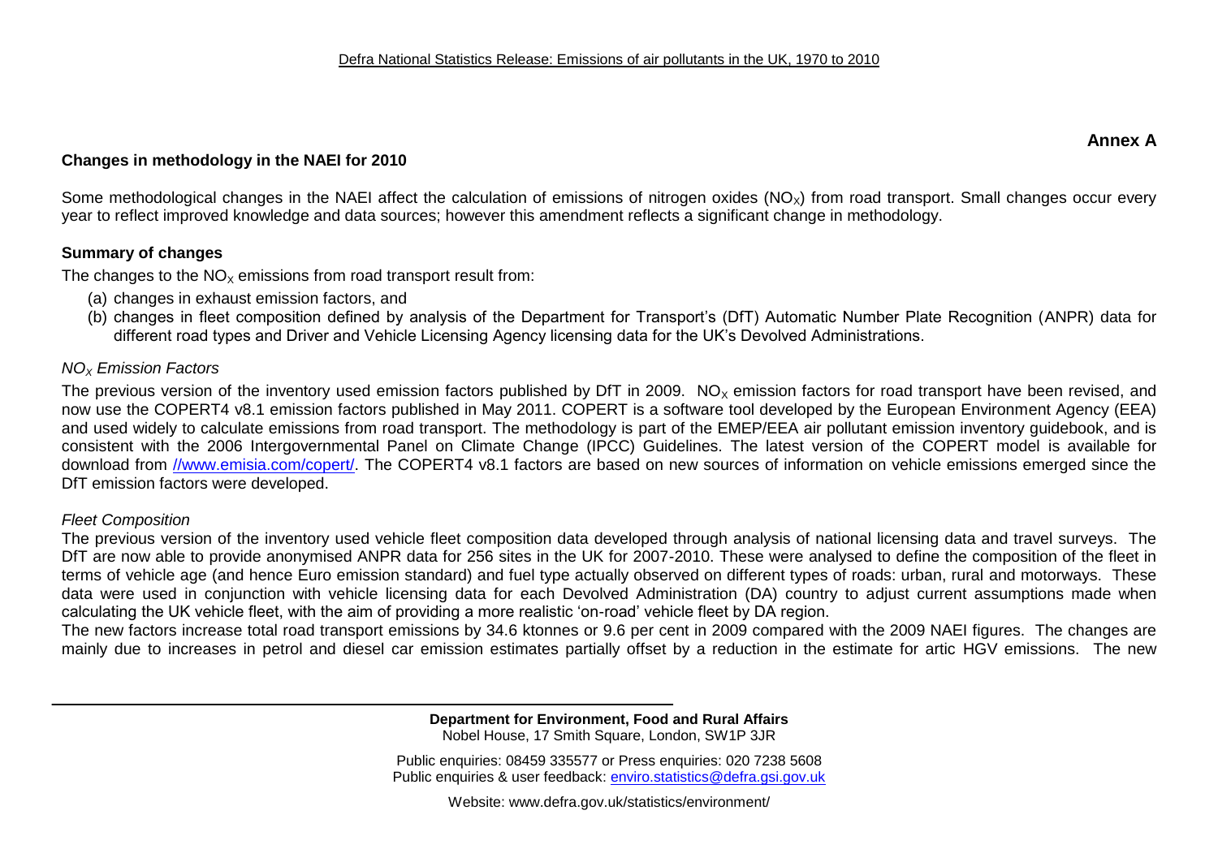**Annex A**

## Changes in methodology in the NAEI for 2010

Some methodological changes in the NAEI affect the calculation of emissions of nitrogen oxides ($NO_X$) from road transport. Small changes occur every year to reflect improved knowledge and data sources; however this amendment reflects a significant change in methodology.

### Summary of changes

The changes to the $NO_x$ emissions from road transport result from:

(a) changes in exhaust emission factors, and

(b) changes in fleet composition defined by analysis of the Department for Transport's (DfT) Automatic Number Plate Recognition (ANPR) data for different road types and Driver and Vehicle Licensing Agency licensing data for the UK's Devolved Administrations.

*$NO_X$ Emission Factors*

The previous version of the inventory used emission factors published by DfT in 2009. $NO_x$ emission factors for road transport have been revised, and now use the COPERT4 v8.1 emission factors published in May 2011. COPERT is a software tool developed by the European Environment Agency (EEA) and used widely to calculate emissions from road transport. The methodology is part of the EMEP/EEA air pollutant emission inventory guidebook, and is consistent with the 2006 Intergovernmental Panel on Climate Change (IPCC) Guidelines. The latest version of the COPERT model is available for download from //www.emisia.com/copert/. The COPERT4 v8.1 factors are based on new sources of information on vehicle emissions emerged since the DfT emission factors were developed.

*Fleet Composition*

The previous version of the inventory used vehicle fleet composition data developed through analysis of national licensing data and travel surveys. The DfT are now able to provide anonymised ANPR data for 256 sites in the UK for 2007-2010. These were analysed to define the composition of the fleet in terms of vehicle age (and hence Euro emission standard) and fuel type actually observed on different types of roads: urban, rural and motorways. These data were used in conjunction with vehicle licensing data for each Devolved Administration (DA) country to adjust current assumptions made when calculating the UK vehicle fleet, with the aim of providing a more realistic 'on-road' vehicle fleet by DA region.

The new factors increase total road transport emissions by 34.6 ktonnes or 9.6 per cent in 2009 compared with the 2009 NAEI figures. The changes are mainly due to increases in petrol and diesel car emission estimates partially offset by a reduction in the estimate for artic HGV emissions. The new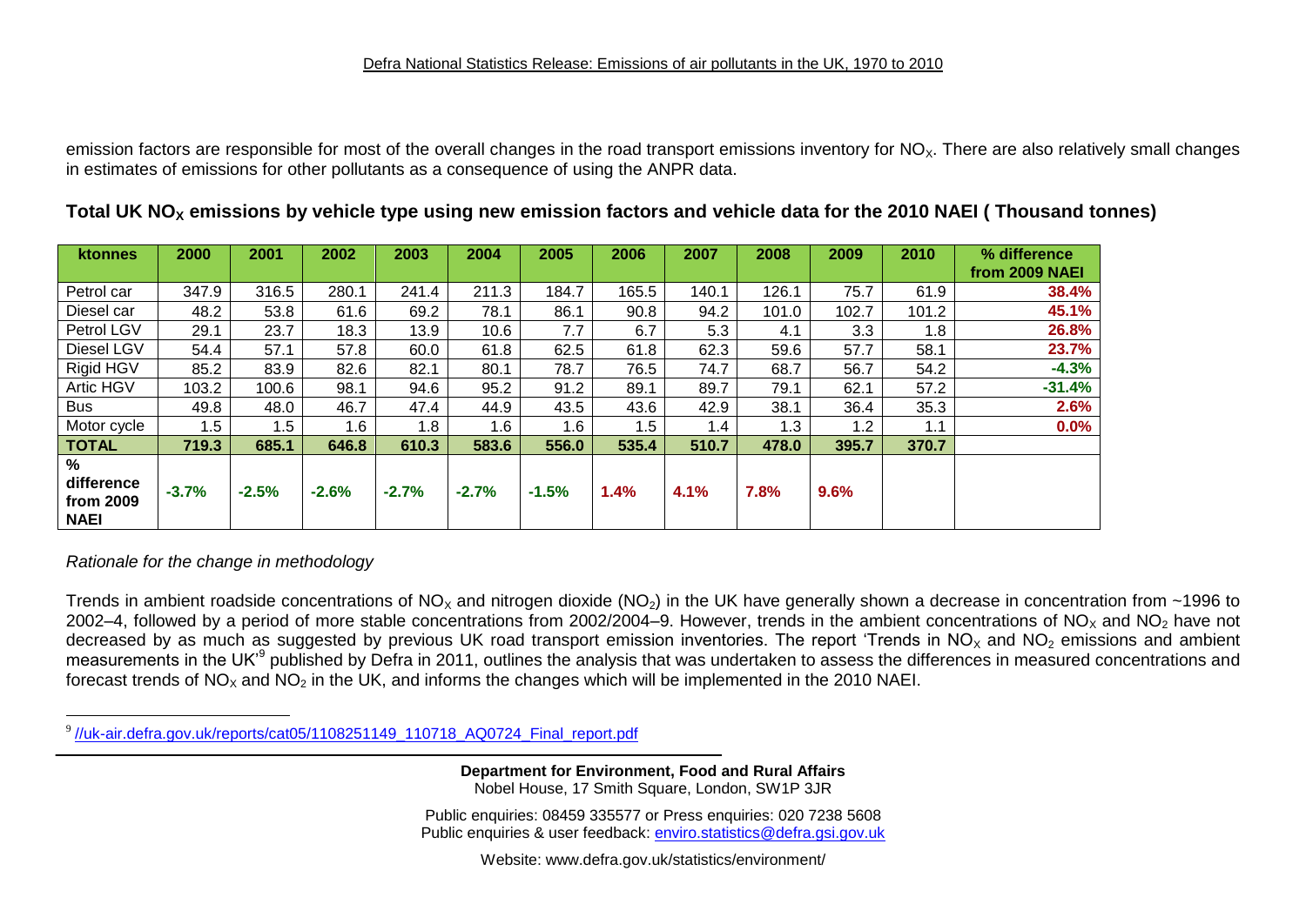emission factors are responsible for most of the overall changes in the road transport emissions inventory for $NO_X$. There are also relatively small changes in estimates of emissions for other pollutants as a consequence of using the ANPR data.

**Total UK $NO_X$ emissions by vehicle type using new emission factors and vehicle data for the 2010 NAEI ( Thousand tonnes)**

| ktonnes | 2000 | 2001 | 2002 | 2003 | 2004 | 2005 | 2006 | 2007 | 2008 | 2009 | 2010 | % difference from 2009 NAEI |
|---|---|---|---|---|---|---|---|---|---|---|---|---|
| Petrol car | 347.9 | 316.5 | 280.1 | 241.4 | 211.3 | 184.7 | 165.5 | 140.1 | 126.1 | 75.7 | 61.9 | 38.4% |
| Diesel car | 48.2 | 53.8 | 61.6 | 69.2 | 78.1 | 86.1 | 90.8 | 94.2 | 101.0 | 102.7 | 101.2 | 45.1% |
| Petrol LGV | 29.1 | 23.7 | 18.3 | 13.9 | 10.6 | 7.7 | 6.7 | 5.3 | 4.1 | 3.3 | 1.8 | 26.8% |
| Diesel LGV | 54.4 | 57.1 | 57.8 | 60.0 | 61.8 | 62.5 | 61.8 | 62.3 | 59.6 | 57.7 | 58.1 | 23.7% |
| Rigid HGV | 85.2 | 83.9 | 82.6 | 82.1 | 80.1 | 78.7 | 76.5 | 74.7 | 68.7 | 56.7 | 54.2 | -4.3% |
| Artic HGV | 103.2 | 100.6 | 98.1 | 94.6 | 95.2 | 91.2 | 89.1 | 89.7 | 79.1 | 62.1 | 57.2 | -31.4% |
| Bus | 49.8 | 48.0 | 46.7 | 47.4 | 44.9 | 43.5 | 43.6 | 42.9 | 38.1 | 36.4 | 35.3 | 2.6% |
| Motor cycle | 1.5 | 1.5 | 1.6 | 1.8 | 1.6 | 1.6 | 1.5 | 1.4 | 1.3 | 1.2 | 1.1 | 0.0% |
| **TOTAL** | **719.3** | **685.1** | **646.8** | **610.3** | **583.6** | **556.0** | **535.4** | **510.7** | **478.0** | **395.7** | **370.7** | |
| **% difference from 2009 NAEI** | **-3.7%** | **-2.5%** | **-2.6%** | **-2.7%** | **-2.7%** | **-1.5%** | **1.4%** | **4.1%** | **7.8%** | **9.6%** | | |

*Rationale for the change in methodology*

Trends in ambient roadside concentrations of $NO_X$ and nitrogen dioxide ($NO_2$) in the UK have generally shown a decrease in concentration from ~1996 to 2002–4, followed by a period of more stable concentrations from 2002/2004–9. However, trends in the ambient concentrations of $NO_X$ and $NO_2$ have not decreased by as much as suggested by previous UK road transport emission inventories. The report 'Trends in $NO_X$ and $NO_2$ emissions and ambient measurements in the UK'[9] published by Defra in 2011, outlines the analysis that was undertaken to assess the differences in measured concentrations and forecast trends of $NO_X$ and $NO_2$ in the UK, and informs the changes which will be implemented in the 2010 NAEI.

[9] //uk-air.defra.gov.uk/reports/cat05/1108251149_110718_AQ0724_Final_report.pdf

**Department for Environment, Food and Rural Affairs**
Nobel House, 17 Smith Square, London, SW1P 3JR

Public enquiries: 08459 335577 or Press enquiries: 020 7238 5608
Public enquiries & user feedback: enviro.statistics@defra.gsi.gov.uk

Website: www.defra.gov.uk/statistics/environment/